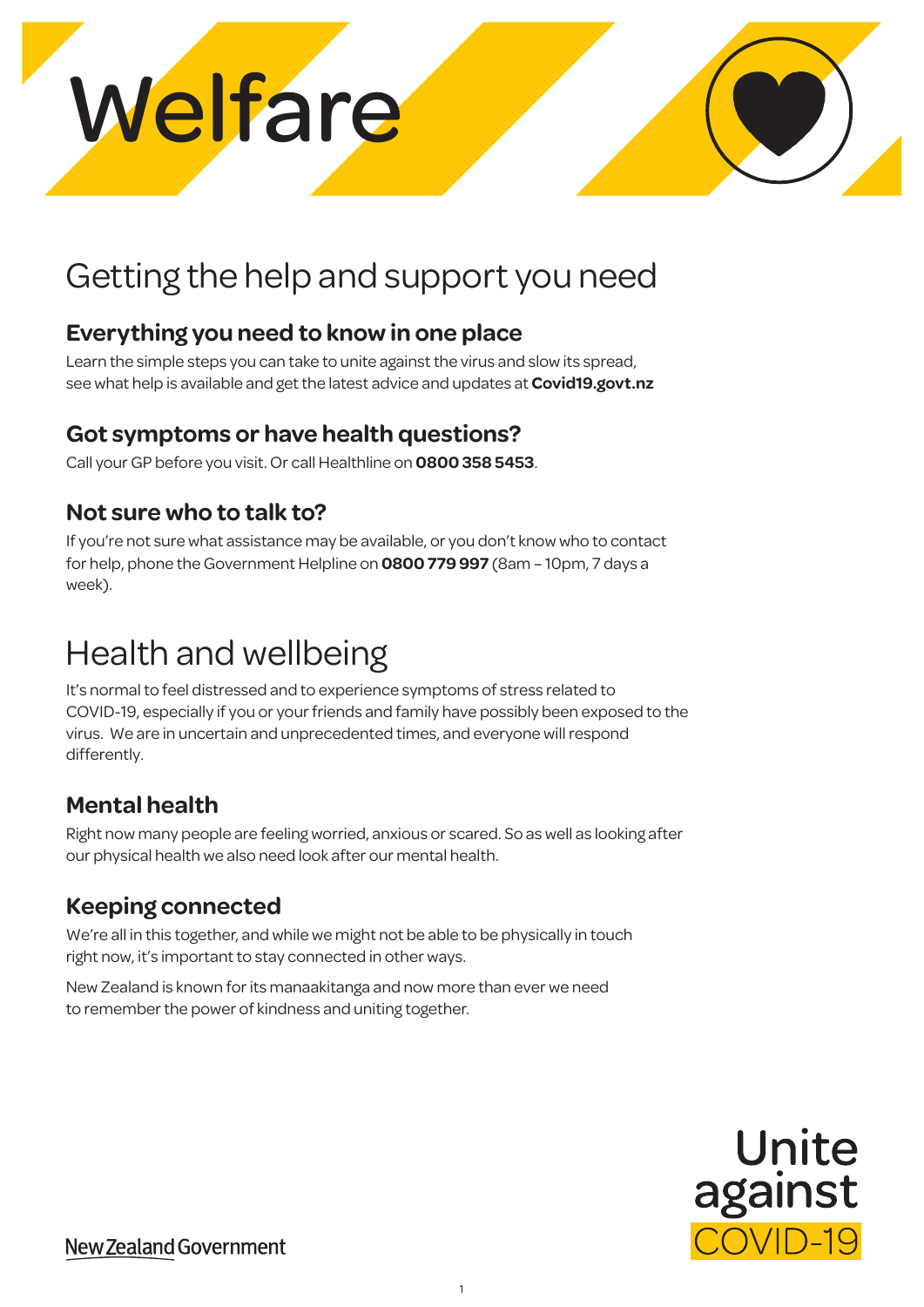# Welfare

## Getting the help and support you need

### Everything you need to know in one place

Learn the simple steps you can take to unite against the virus and slow its spread, see what help is available and get the latest advice and updates at **Covid19.govt.nz**

### Got symptoms or have health questions?

Call your GP before you visit. Or call Healthline on **0800 358 5453**.

### Not sure who to talk to?

If you're not sure what assistance may be available, or you don't know who to contact for help, phone the Government Helpline on **0800 779 997** (8am – 10pm, 7 days a week).

## Health and wellbeing

It's normal to feel distressed and to experience symptoms of stress related to COVID-19, especially if you or your friends and family have possibly been exposed to the virus. We are in uncertain and unprecedented times, and everyone will respond differently.

### Mental health

Right now many people are feeling worried, anxious or scared. So as well as looking after our physical health we also need look after our mental health.

### Keeping connected

We're all in this together, and while we might not be able to be physically in touch right now, it's important to stay connected in other ways.

New Zealand is known for its manaakitanga and now more than ever we need to remember the power of kindness and uniting together.

Unite against COVID-19

New Zealand Government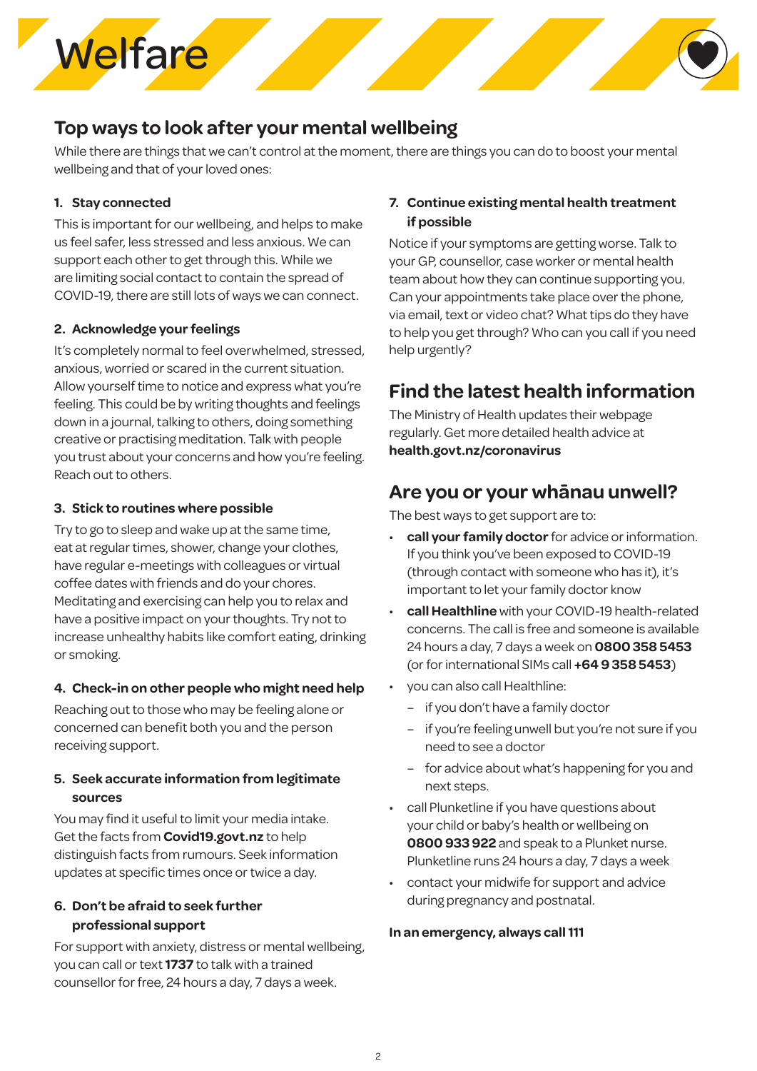# Welfare

## Top ways to look after your mental wellbeing

While there are things that we can't control at the moment, there are things you can do to boost your mental wellbeing and that of your loved ones:

### 1. Stay connected

This is important for our wellbeing, and helps to make us feel safer, less stressed and less anxious. We can support each other to get through this. While we are limiting social contact to contain the spread of COVID-19, there are still lots of ways we can connect.

### 2. Acknowledge your feelings

It's completely normal to feel overwhelmed, stressed, anxious, worried or scared in the current situation. Allow yourself time to notice and express what you're feeling. This could be by writing thoughts and feelings down in a journal, talking to others, doing something creative or practising meditation. Talk with people you trust about your concerns and how you're feeling. Reach out to others.

### 3. Stick to routines where possible

Try to go to sleep and wake up at the same time, eat at regular times, shower, change your clothes, have regular e-meetings with colleagues or virtual coffee dates with friends and do your chores. Meditating and exercising can help you to relax and have a positive impact on your thoughts. Try not to increase unhealthy habits like comfort eating, drinking or smoking.

### 4. Check-in on other people who might need help

Reaching out to those who may be feeling alone or concerned can benefit both you and the person receiving support.

### 5. Seek accurate information from legitimate sources

You may find it useful to limit your media intake. Get the facts from **Covid19.govt.nz** to help distinguish facts from rumours. Seek information updates at specific times once or twice a day.

### 6. Don't be afraid to seek further professional support

For support with anxiety, distress or mental wellbeing, you can call or text **1737** to talk with a trained counsellor for free, 24 hours a day, 7 days a week.

### 7. Continue existing mental health treatment if possible

Notice if your symptoms are getting worse. Talk to your GP, counsellor, case worker or mental health team about how they can continue supporting you. Can your appointments take place over the phone, via email, text or video chat? What tips do they have to help you get through? Who can you call if you need help urgently?

## Find the latest health information

The Ministry of Health updates their webpage regularly. Get more detailed health advice at **health.govt.nz/coronavirus**

## Are you or your whānau unwell?

The best ways to get support are to:

- **call your family doctor** for advice or information. If you think you've been exposed to COVID-19 (through contact with someone who has it), it's important to let your family doctor know
- **call Healthline** with your COVID-19 health-related concerns. The call is free and someone is available 24 hours a day, 7 days a week on **0800 358 5453** (or for international SIMs call **+64 9 358 5453**)
- you can also call Healthline:
  - if you don't have a family doctor
  - if you're feeling unwell but you're not sure if you need to see a doctor
  - for advice about what's happening for you and next steps.
- call Plunketline if you have questions about your child or baby's health or wellbeing on **0800 933 922** and speak to a Plunket nurse. Plunketline runs 24 hours a day, 7 days a week
- contact your midwife for support and advice during pregnancy and postnatal.

**In an emergency, always call 111**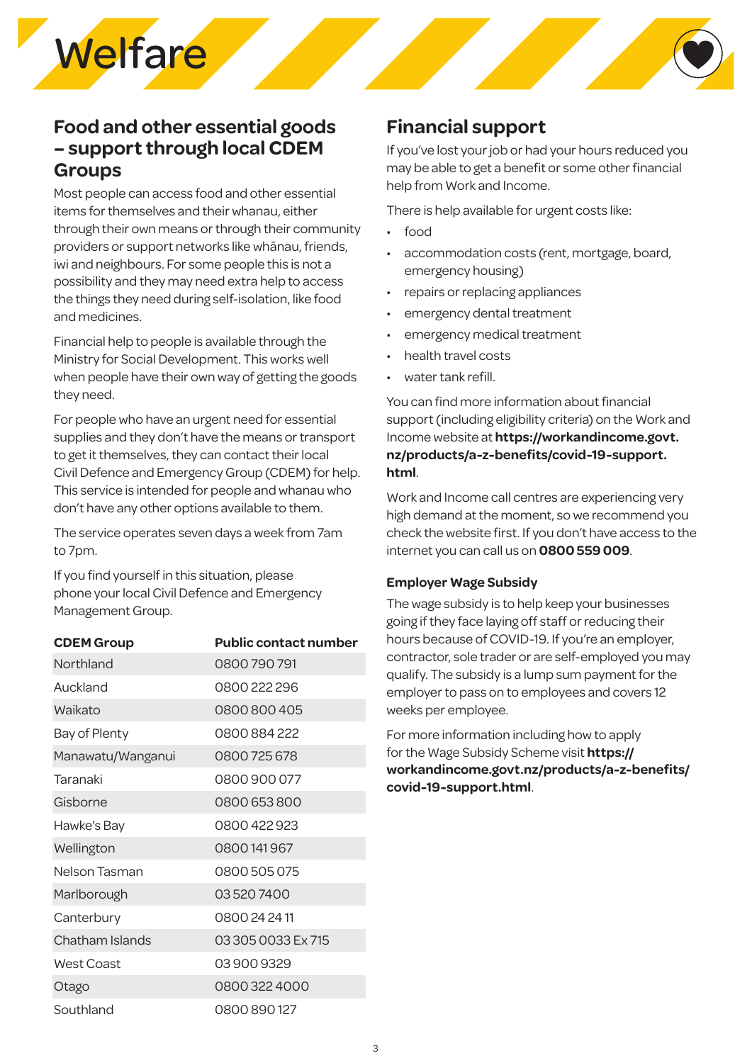# Welfare

## Food and other essential goods – support through local CDEM Groups

Most people can access food and other essential items for themselves and their whanau, either through their own means or through their community providers or support networks like whānau, friends, iwi and neighbours. For some people this is not a possibility and they may need extra help to access the things they need during self-isolation, like food and medicines.

Financial help to people is available through the Ministry for Social Development. This works well when people have their own way of getting the goods they need.

For people who have an urgent need for essential supplies and they don't have the means or transport to get it themselves, they can contact their local Civil Defence and Emergency Group (CDEM) for help. This service is intended for people and whanau who don't have any other options available to them.

The service operates seven days a week from 7am to 7pm.

If you find yourself in this situation, please phone your local Civil Defence and Emergency Management Group.

| CDEM Group | Public contact number |
| --- | --- |
| Northland | 0800 790 791 |
| Auckland | 0800 222 296 |
| Waikato | 0800 800 405 |
| Bay of Plenty | 0800 884 222 |
| Manawatu/Wanganui | 0800 725 678 |
| Taranaki | 0800 900 077 |
| Gisborne | 0800 653 800 |
| Hawke's Bay | 0800 422 923 |
| Wellington | 0800 141 967 |
| Nelson Tasman | 0800 505 075 |
| Marlborough | 03 520 7400 |
| Canterbury | 0800 24 24 11 |
| Chatham Islands | 03 305 0033 Ex 715 |
| West Coast | 03 900 9329 |
| Otago | 0800 322 4000 |
| Southland | 0800 890 127 |

## Financial support

If you've lost your job or had your hours reduced you may be able to get a benefit or some other financial help from Work and Income.

There is help available for urgent costs like:

- food
- accommodation costs (rent, mortgage, board, emergency housing)
- repairs or replacing appliances
- emergency dental treatment
- emergency medical treatment
- health travel costs
- water tank refill.

You can find more information about financial support (including eligibility criteria) on the Work and Income website at **https://workandincome.govt.nz/products/a-z-benefits/covid-19-support.html**.

Work and Income call centres are experiencing very high demand at the moment, so we recommend you check the website first. If you don't have access to the internet you can call us on **0800 559 009**.

### Employer Wage Subsidy

The wage subsidy is to help keep your businesses going if they face laying off staff or reducing their hours because of COVID-19. If you're an employer, contractor, sole trader or are self-employed you may qualify. The subsidy is a lump sum payment for the employer to pass on to employees and covers 12 weeks per employee.

For more information including how to apply for the Wage Subsidy Scheme visit **https://workandincome.govt.nz/products/a-z-benefits/covid-19-support.html**.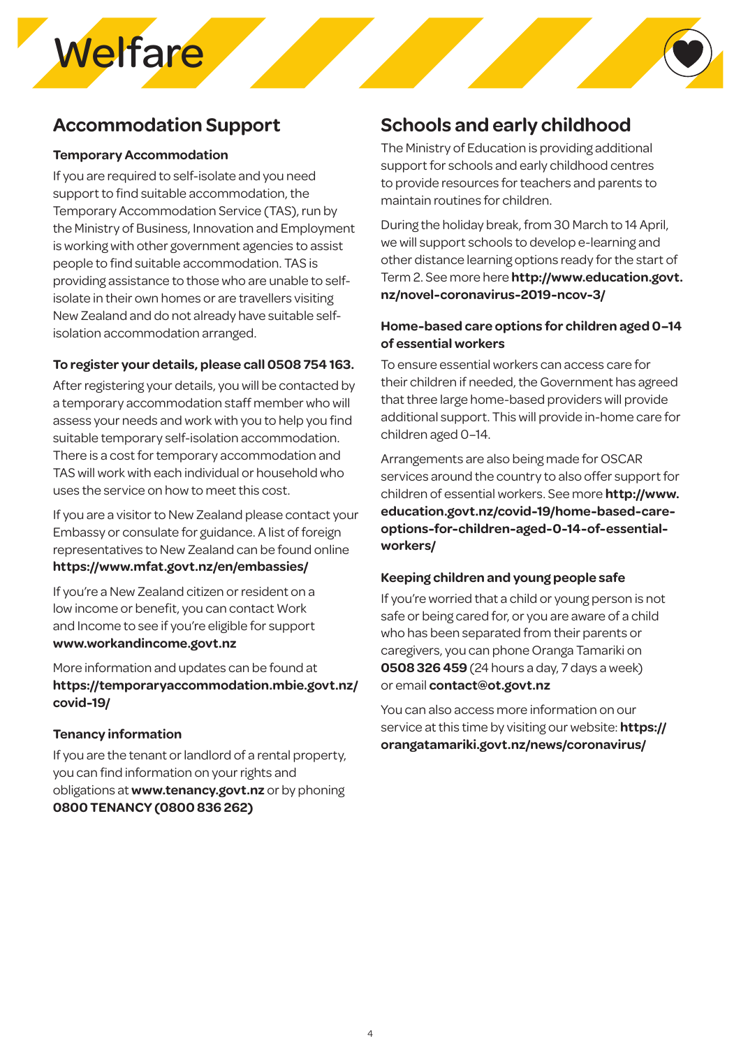# Welfare

## Accommodation Support

### Temporary Accommodation

If you are required to self-isolate and you need support to find suitable accommodation, the Temporary Accommodation Service (TAS), run by the Ministry of Business, Innovation and Employment is working with other government agencies to assist people to find suitable accommodation. TAS is providing assistance to those who are unable to self-isolate in their own homes or are travellers visiting New Zealand and do not already have suitable self-isolation accommodation arranged.

**To register your details, please call 0508 754 163.**

After registering your details, you will be contacted by a temporary accommodation staff member who will assess your needs and work with you to help you find suitable temporary self-isolation accommodation. There is a cost for temporary accommodation and TAS will work with each individual or household who uses the service on how to meet this cost.

If you are a visitor to New Zealand please contact your Embassy or consulate for guidance. A list of foreign representatives to New Zealand can be found online **https://www.mfat.govt.nz/en/embassies/**

If you're a New Zealand citizen or resident on a low income or benefit, you can contact Work and Income to see if you're eligible for support **www.workandincome.govt.nz**

More information and updates can be found at **https://temporaryaccommodation.mbie.govt.nz/covid-19/**

### Tenancy information

If you are the tenant or landlord of a rental property, you can find information on your rights and obligations at **www.tenancy.govt.nz** or by phoning **0800 TENANCY (0800 836 262)**

## Schools and early childhood

The Ministry of Education is providing additional support for schools and early childhood centres to provide resources for teachers and parents to maintain routines for children.

During the holiday break, from 30 March to 14 April, we will support schools to develop e-learning and other distance learning options ready for the start of Term 2. See more here **http://www.education.govt.nz/novel-coronavirus-2019-ncov-3/**

### Home-based care options for children aged 0–14 of essential workers

To ensure essential workers can access care for their children if needed, the Government has agreed that three large home-based providers will provide additional support. This will provide in-home care for children aged 0–14.

Arrangements are also being made for OSCAR services around the country to also offer support for children of essential workers. See more **http://www.education.govt.nz/covid-19/home-based-care-options-for-children-aged-0-14-of-essential-workers/**

### Keeping children and young people safe

If you're worried that a child or young person is not safe or being cared for, or you are aware of a child who has been separated from their parents or caregivers, you can phone Oranga Tamariki on **0508 326 459** (24 hours a day, 7 days a week) or email **contact@ot.govt.nz**

You can also access more information on our service at this time by visiting our website: **https://orangatamariki.govt.nz/news/coronavirus/**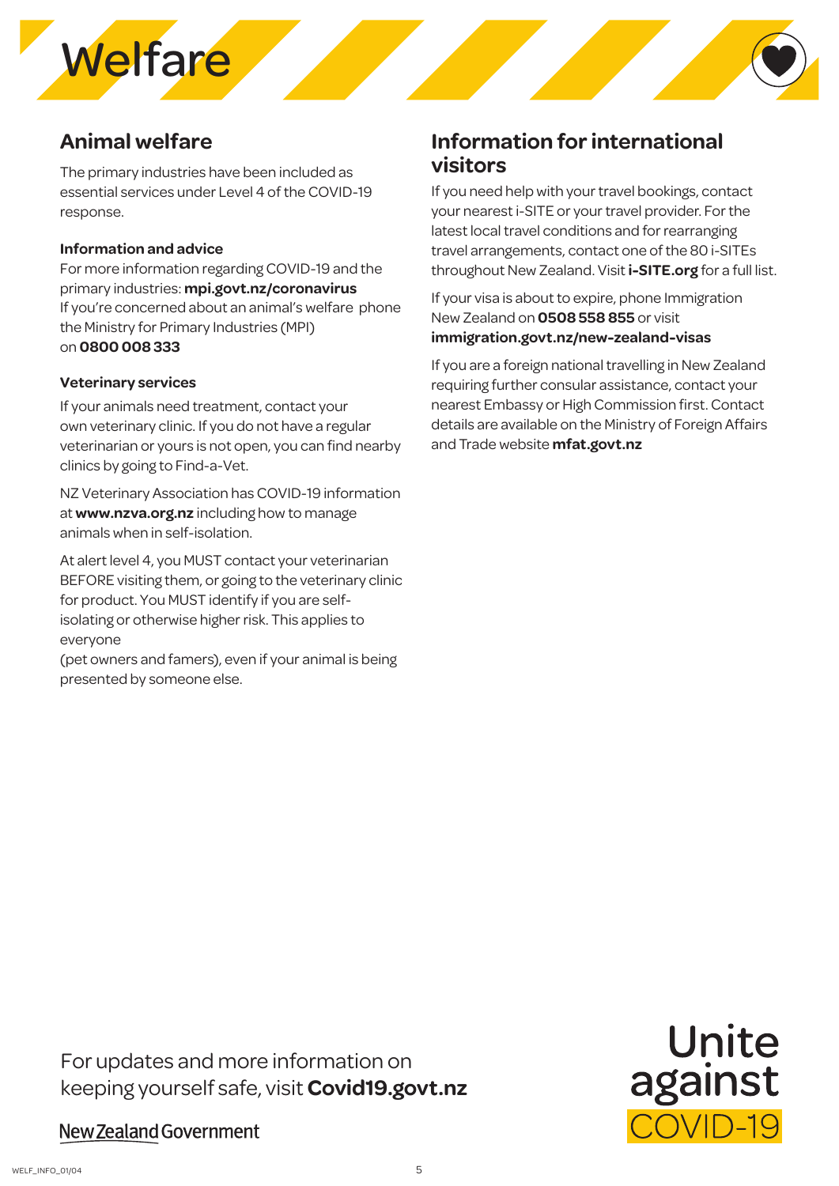# Welfare

## Animal welfare

The primary industries have been included as essential services under Level 4 of the COVID-19 response.

### Information and advice

For more information regarding COVID-19 and the primary industries: **mpi.govt.nz/coronavirus**
If you're concerned about an animal's welfare phone the Ministry for Primary Industries (MPI) on **0800 008 333**

### Veterinary services

If your animals need treatment, contact your own veterinary clinic. If you do not have a regular veterinarian or yours is not open, you can find nearby clinics by going to Find-a-Vet.

NZ Veterinary Association has COVID-19 information at **www.nzva.org.nz** including how to manage animals when in self-isolation.

At alert level 4, you MUST contact your veterinarian BEFORE visiting them, or going to the veterinary clinic for product. You MUST identify if you are self-isolating or otherwise higher risk. This applies to everyone
(pet owners and famers), even if your animal is being presented by someone else.

## Information for international visitors

If you need help with your travel bookings, contact your nearest i-SITE or your travel provider. For the latest local travel conditions and for rearranging travel arrangements, contact one of the 80 i-SITEs throughout New Zealand. Visit **i-SITE.org** for a full list.

If your visa is about to expire, phone Immigration New Zealand on **0508 558 855** or visit **immigration.govt.nz/new-zealand-visas**

If you are a foreign national travelling in New Zealand requiring further consular assistance, contact your nearest Embassy or High Commission first. Contact details are available on the Ministry of Foreign Affairs and Trade website **mfat.govt.nz**

For updates and more information on keeping yourself safe, visit **Covid19.govt.nz**

New Zealand Government

Unite against COVID-19

WELF_INFO_01/04